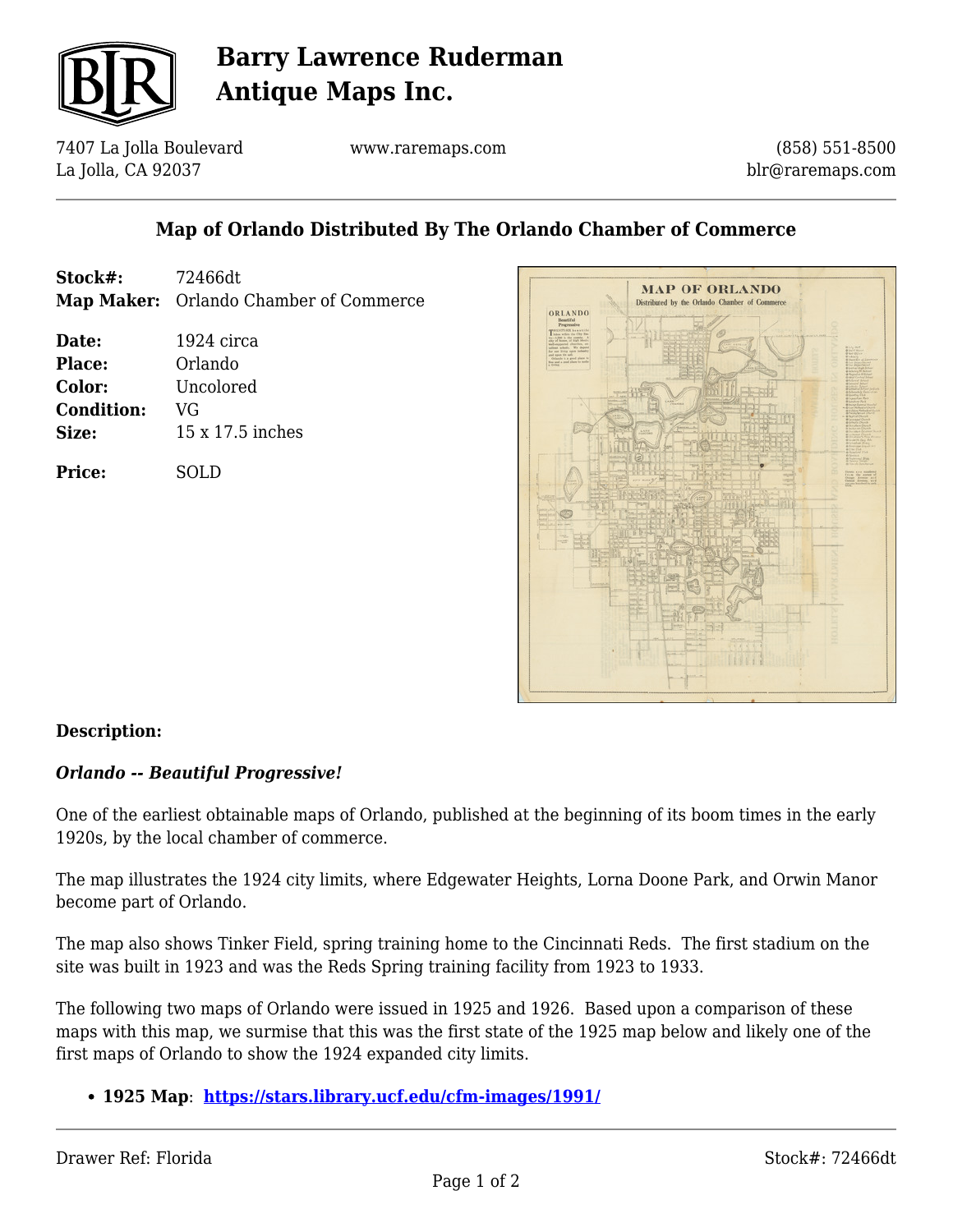# Barry Lawrence Ruderman Antique Maps Inc.

7407 La Jolla Boulevard
La Jolla, CA 92037

www.raremaps.com

(858) 551-8500
blr@raremaps.com

## Map of Orlando Distributed By The Orlando Chamber of Commerce

**Stock#:** 72466dt
**Map Maker:** Orlando Chamber of Commerce

**Date:** 1924 circa
**Place:** Orlando
**Color:** Uncolored
**Condition:** VG
**Size:** 15 x 17.5 inches

**Price:** SOLD

### Description:

***Orlando -- Beautiful Progressive!***

One of the earliest obtainable maps of Orlando, published at the beginning of its boom times in the early 1920s, by the local chamber of commerce.

The map illustrates the 1924 city limits, where Edgewater Heights, Lorna Doone Park, and Orwin Manor become part of Orlando.

The map also shows Tinker Field, spring training home to the Cincinnati Reds. The first stadium on the site was built in 1923 and was the Reds Spring training facility from 1923 to 1933.

The following two maps of Orlando were issued in 1925 and 1926. Based upon a comparison of these maps with this map, we surmise that this was the first state of the 1925 map below and likely one of the first maps of Orlando to show the 1924 expanded city limits.

- **1925 Map**: **https://stars.library.ucf.edu/cfm-images/1991/**

Drawer Ref: Florida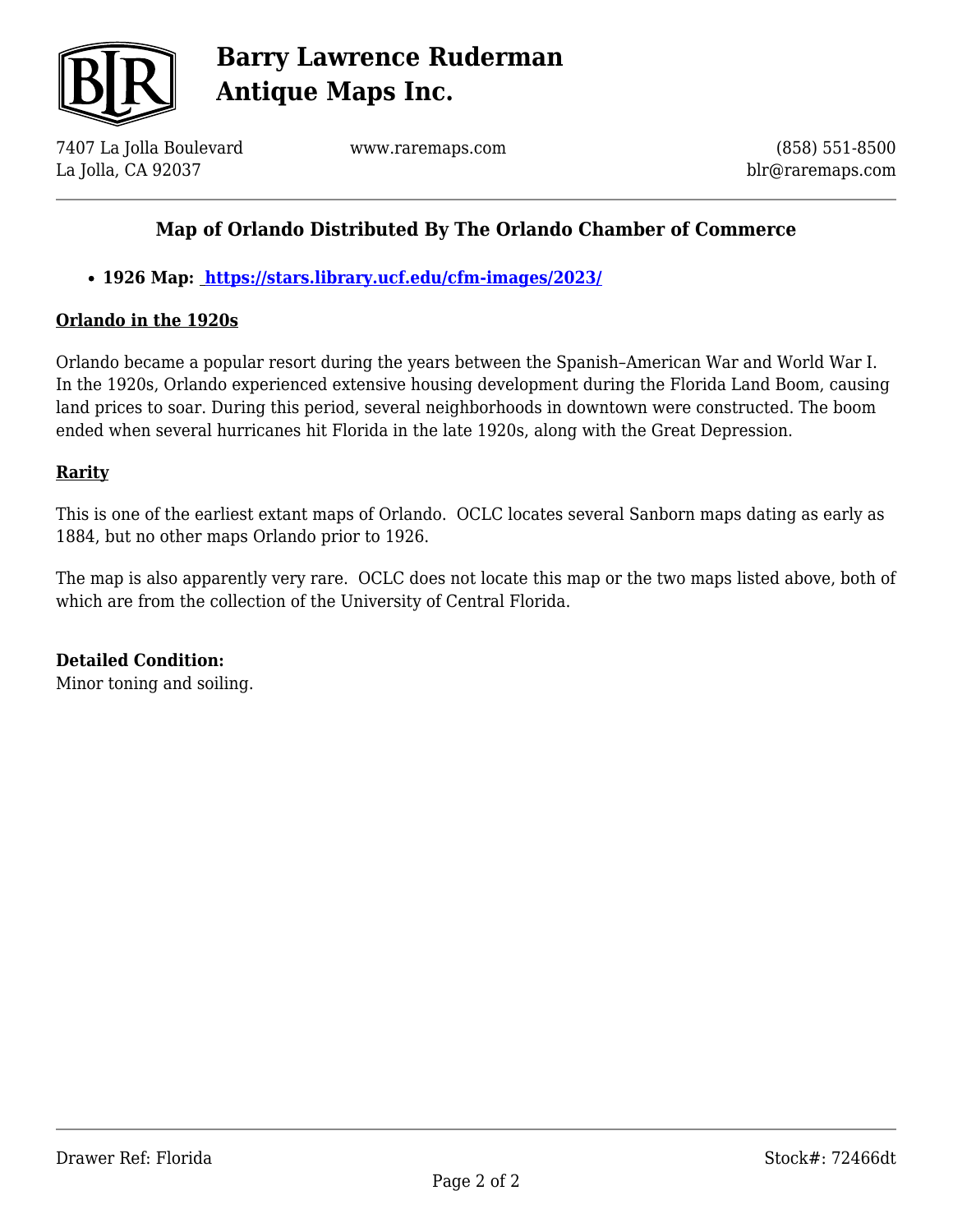## Map of Orlando Distributed By The Orlando Chamber of Commerce

- **1926 Map: [https://stars.library.ucf.edu/cfm-images/2023/](https://stars.library.ucf.edu/cfm-images/2023/)**

### Orlando in the 1920s

Orlando became a popular resort during the years between the Spanish–American War and World War I. In the 1920s, Orlando experienced extensive housing development during the Florida Land Boom, causing land prices to soar. During this period, several neighborhoods in downtown were constructed. The boom ended when several hurricanes hit Florida in the late 1920s, along with the Great Depression.

### Rarity

This is one of the earliest extant maps of Orlando. OCLC locates several Sanborn maps dating as early as 1884, but no other maps Orlando prior to 1926.

The map is also apparently very rare. OCLC does not locate this map or the two maps listed above, both of which are from the collection of the University of Central Florida.

**Detailed Condition:**
Minor toning and soiling.